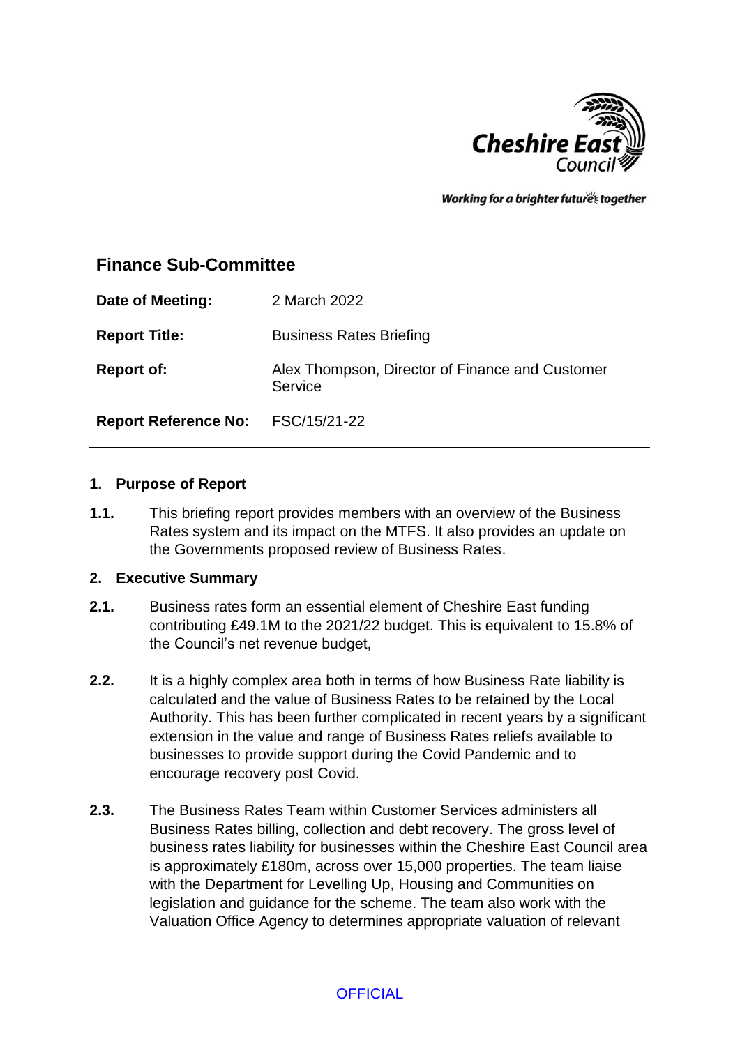Cheshire East Council

*Working for a brighter future together*

## Finance Sub-Committee

| | |
|---|---|
| **Date of Meeting:** | 2 March 2022 |
| **Report Title:** | Business Rates Briefing |
| **Report of:** | Alex Thompson, Director of Finance and Customer Service |
| **Report Reference No:** | FSC/15/21-22 |

### 1. Purpose of Report

**1.1.** This briefing report provides members with an overview of the Business Rates system and its impact on the MTFS. It also provides an update on the Governments proposed review of Business Rates.

### 2. Executive Summary

**2.1.** Business rates form an essential element of Cheshire East funding contributing £49.1M to the 2021/22 budget. This is equivalent to 15.8% of the Council's net revenue budget,

**2.2.** It is a highly complex area both in terms of how Business Rate liability is calculated and the value of Business Rates to be retained by the Local Authority. This has been further complicated in recent years by a significant extension in the value and range of Business Rates reliefs available to businesses to provide support during the Covid Pandemic and to encourage recovery post Covid.

**2.3.** The Business Rates Team within Customer Services administers all Business Rates billing, collection and debt recovery. The gross level of business rates liability for businesses within the Cheshire East Council area is approximately £180m, across over 15,000 properties. The team liaise with the Department for Levelling Up, Housing and Communities on legislation and guidance for the scheme. The team also work with the Valuation Office Agency to determines appropriate valuation of relevant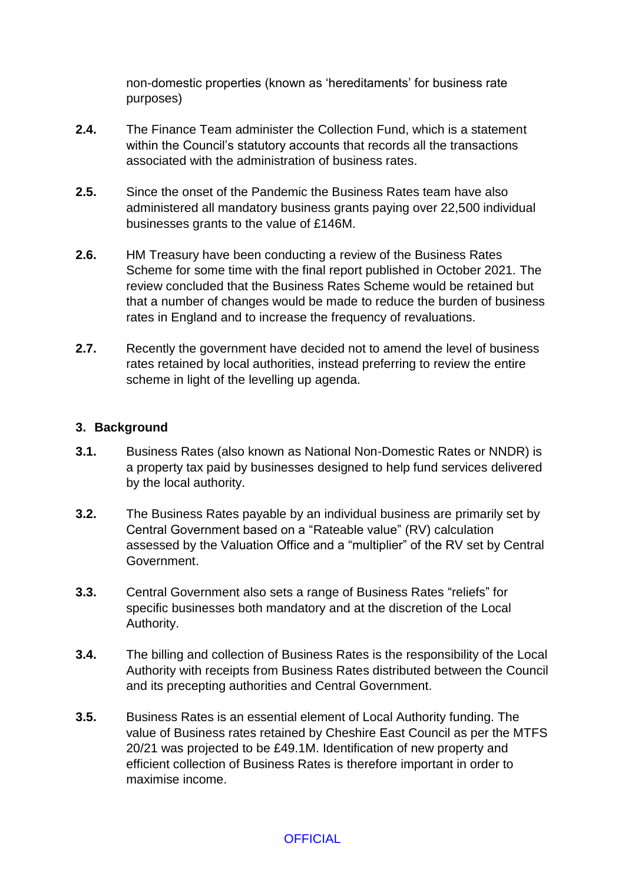non-domestic properties (known as 'hereditaments' for business rate purposes)

**2.4.** The Finance Team administer the Collection Fund, which is a statement within the Council's statutory accounts that records all the transactions associated with the administration of business rates.

**2.5.** Since the onset of the Pandemic the Business Rates team have also administered all mandatory business grants paying over 22,500 individual businesses grants to the value of £146M.

**2.6.** HM Treasury have been conducting a review of the Business Rates Scheme for some time with the final report published in October 2021. The review concluded that the Business Rates Scheme would be retained but that a number of changes would be made to reduce the burden of business rates in England and to increase the frequency of revaluations.

**2.7.** Recently the government have decided not to amend the level of business rates retained by local authorities, instead preferring to review the entire scheme in light of the levelling up agenda.

## 3. Background

**3.1.** Business Rates (also known as National Non-Domestic Rates or NNDR) is a property tax paid by businesses designed to help fund services delivered by the local authority.

**3.2.** The Business Rates payable by an individual business are primarily set by Central Government based on a "Rateable value" (RV) calculation assessed by the Valuation Office and a "multiplier" of the RV set by Central Government.

**3.3.** Central Government also sets a range of Business Rates "reliefs" for specific businesses both mandatory and at the discretion of the Local Authority.

**3.4.** The billing and collection of Business Rates is the responsibility of the Local Authority with receipts from Business Rates distributed between the Council and its precepting authorities and Central Government.

**3.5.** Business Rates is an essential element of Local Authority funding. The value of Business rates retained by Cheshire East Council as per the MTFS 20/21 was projected to be £49.1M. Identification of new property and efficient collection of Business Rates is therefore important in order to maximise income.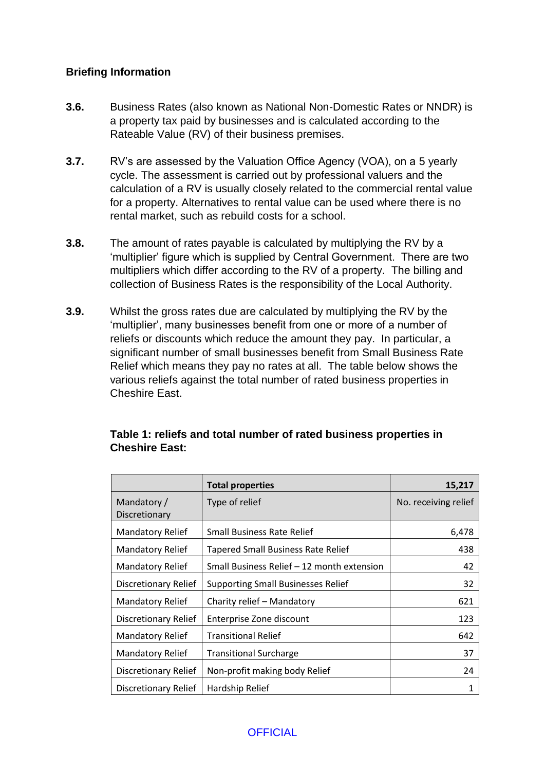**Briefing Information**

**3.6.** Business Rates (also known as National Non-Domestic Rates or NNDR) is a property tax paid by businesses and is calculated according to the Rateable Value (RV) of their business premises.

**3.7.** RV's are assessed by the Valuation Office Agency (VOA), on a 5 yearly cycle. The assessment is carried out by professional valuers and the calculation of a RV is usually closely related to the commercial rental value for a property. Alternatives to rental value can be used where there is no rental market, such as rebuild costs for a school.

**3.8.** The amount of rates payable is calculated by multiplying the RV by a 'multiplier' figure which is supplied by Central Government. There are two multipliers which differ according to the RV of a property. The billing and collection of Business Rates is the responsibility of the Local Authority.

**3.9.** Whilst the gross rates due are calculated by multiplying the RV by the 'multiplier', many businesses benefit from one or more of a number of reliefs or discounts which reduce the amount they pay. In particular, a significant number of small businesses benefit from Small Business Rate Relief which means they pay no rates at all. The table below shows the various reliefs against the total number of rated business properties in Cheshire East.

**Table 1: reliefs and total number of rated business properties in Cheshire East:**

| | **Total properties** | **15,217** |
|---|---|---|
| Mandatory / Discretionary | Type of relief | No. receiving relief |
| Mandatory Relief | Small Business Rate Relief | 6,478 |
| Mandatory Relief | Tapered Small Business Rate Relief | 438 |
| Mandatory Relief | Small Business Relief – 12 month extension | 42 |
| Discretionary Relief | Supporting Small Businesses Relief | 32 |
| Mandatory Relief | Charity relief – Mandatory | 621 |
| Discretionary Relief | Enterprise Zone discount | 123 |
| Mandatory Relief | Transitional Relief | 642 |
| Mandatory Relief | Transitional Surcharge | 37 |
| Discretionary Relief | Non-profit making body Relief | 24 |
| Discretionary Relief | Hardship Relief | 1 |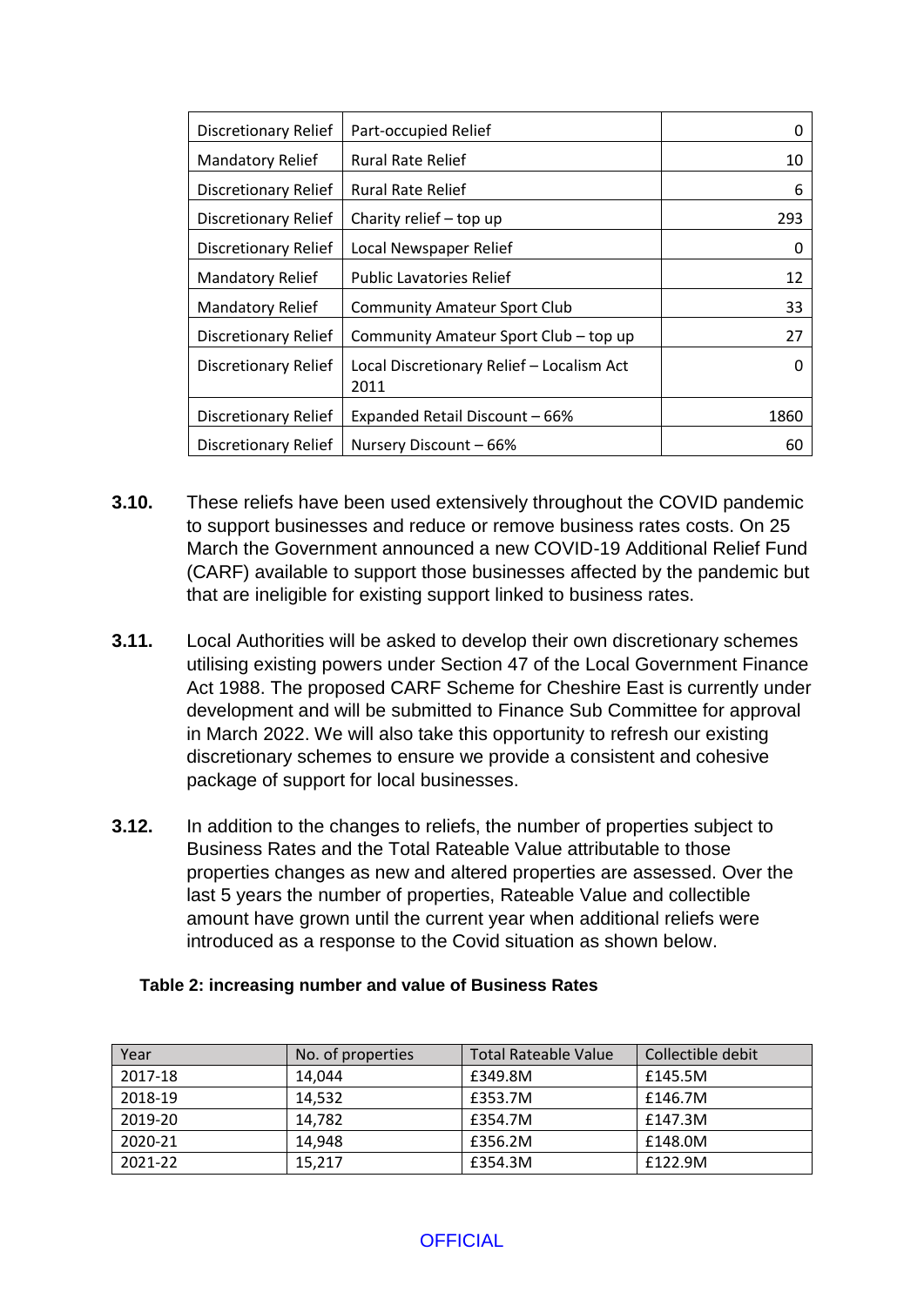| | | |
|---|---|---|
| Discretionary Relief | Part-occupied Relief | 0 |
| Mandatory Relief | Rural Rate Relief | 10 |
| Discretionary Relief | Rural Rate Relief | 6 |
| Discretionary Relief | Charity relief – top up | 293 |
| Discretionary Relief | Local Newspaper Relief | 0 |
| Mandatory Relief | Public Lavatories Relief | 12 |
| Mandatory Relief | Community Amateur Sport Club | 33 |
| Discretionary Relief | Community Amateur Sport Club – top up | 27 |
| Discretionary Relief | Local Discretionary Relief – Localism Act 2011 | 0 |
| Discretionary Relief | Expanded Retail Discount – 66% | 1860 |
| Discretionary Relief | Nursery Discount – 66% | 60 |

**3.10.** These reliefs have been used extensively throughout the COVID pandemic to support businesses and reduce or remove business rates costs. On 25 March the Government announced a new COVID-19 Additional Relief Fund (CARF) available to support those businesses affected by the pandemic but that are ineligible for existing support linked to business rates.

**3.11.** Local Authorities will be asked to develop their own discretionary schemes utilising existing powers under Section 47 of the Local Government Finance Act 1988. The proposed CARF Scheme for Cheshire East is currently under development and will be submitted to Finance Sub Committee for approval in March 2022. We will also take this opportunity to refresh our existing discretionary schemes to ensure we provide a consistent and cohesive package of support for local businesses.

**3.12.** In addition to the changes to reliefs, the number of properties subject to Business Rates and the Total Rateable Value attributable to those properties changes as new and altered properties are assessed. Over the last 5 years the number of properties, Rateable Value and collectible amount have grown until the current year when additional reliefs were introduced as a response to the Covid situation as shown below.

**Table 2: increasing number and value of Business Rates**

| Year | No. of properties | Total Rateable Value | Collectible debit |
|---|---|---|---|
| 2017-18 | 14,044 | £349.8M | £145.5M |
| 2018-19 | 14,532 | £353.7M | £146.7M |
| 2019-20 | 14,782 | £354.7M | £147.3M |
| 2020-21 | 14,948 | £356.2M | £148.0M |
| 2021-22 | 15,217 | £354.3M | £122.9M |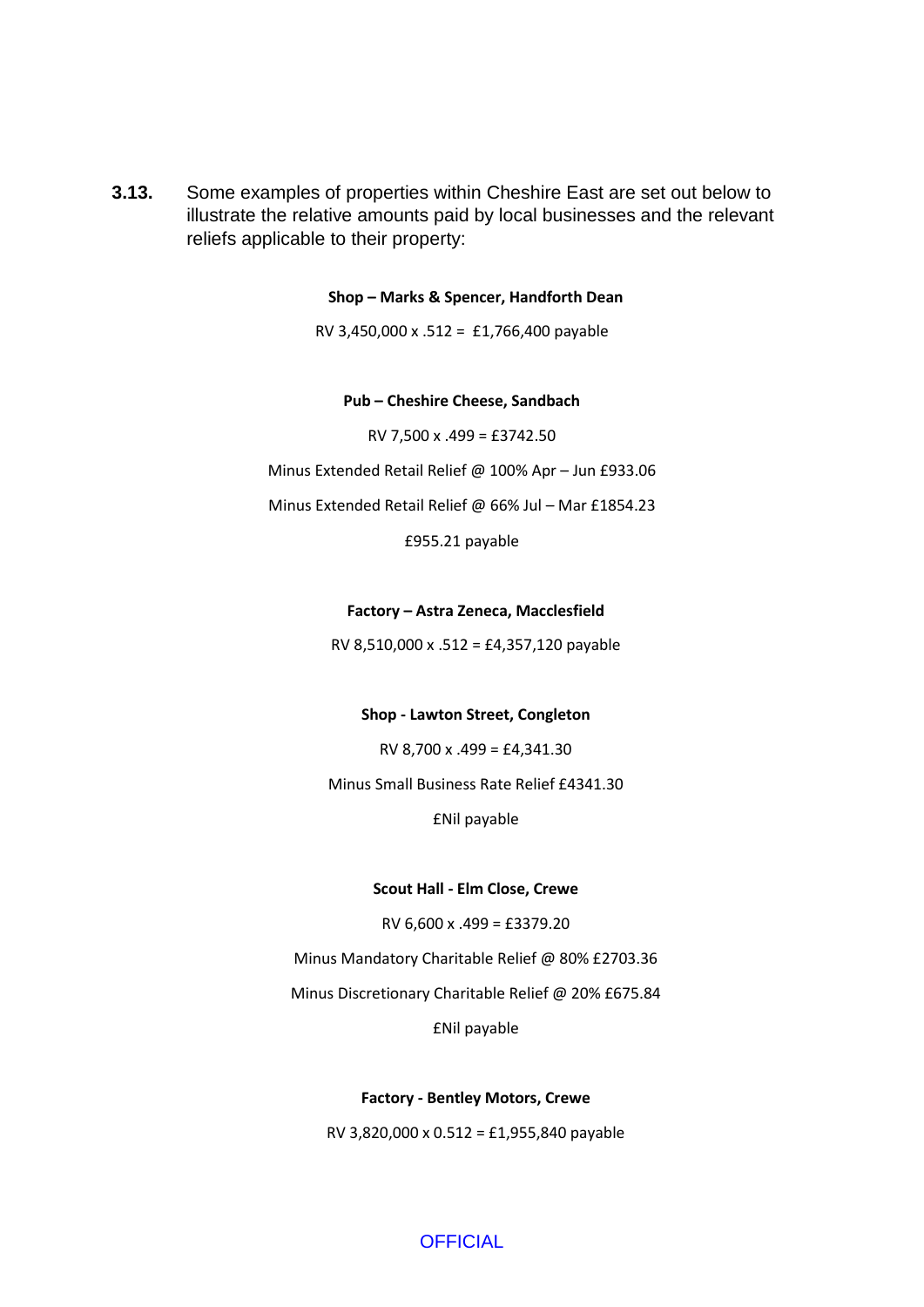**3.13.** Some examples of properties within Cheshire East are set out below to illustrate the relative amounts paid by local businesses and the relevant reliefs applicable to their property:

**Shop – Marks & Spencer, Handforth Dean**

RV 3,450,000 x .512 = £1,766,400 payable

**Pub – Cheshire Cheese, Sandbach**

RV 7,500 x .499 = £3742.50

Minus Extended Retail Relief @ 100% Apr – Jun £933.06

Minus Extended Retail Relief @ 66% Jul – Mar £1854.23

£955.21 payable

**Factory – Astra Zeneca, Macclesfield**

RV 8,510,000 x .512 = £4,357,120 payable

**Shop - Lawton Street, Congleton**

RV 8,700 x .499 = £4,341.30

Minus Small Business Rate Relief £4341.30

£Nil payable

**Scout Hall - Elm Close, Crewe**

RV 6,600 x .499 = £3379.20

Minus Mandatory Charitable Relief @ 80% £2703.36

Minus Discretionary Charitable Relief @ 20% £675.84

£Nil payable

**Factory - Bentley Motors, Crewe**

RV 3,820,000 x 0.512 = £1,955,840 payable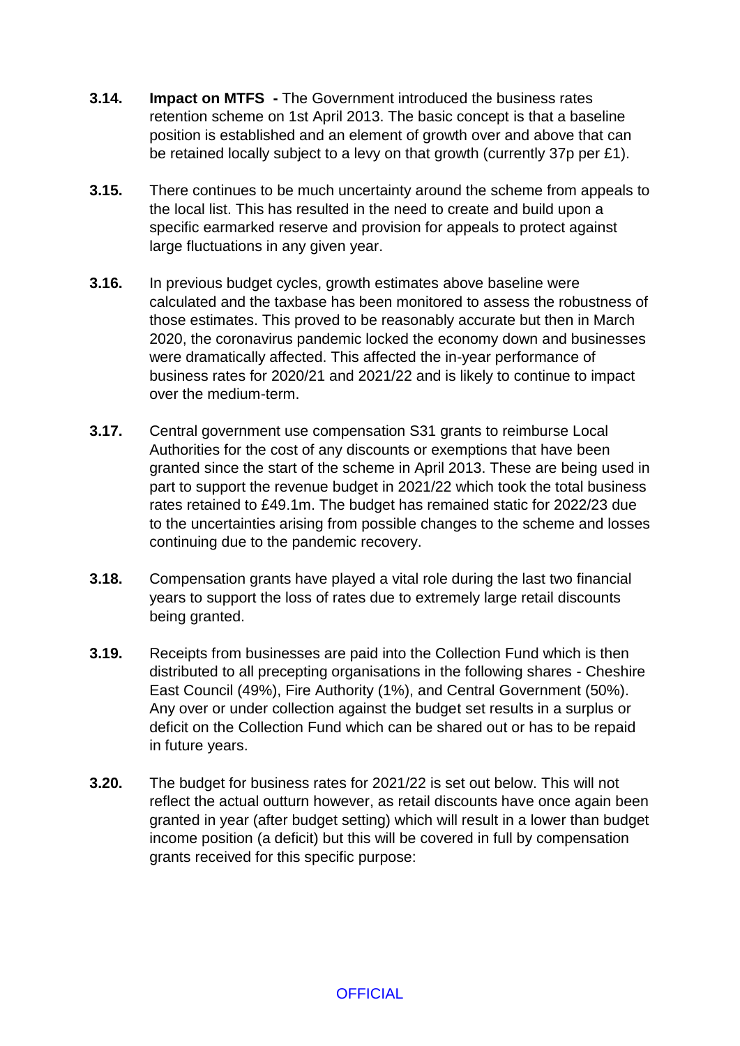**3.14.** **Impact on MTFS -** The Government introduced the business rates retention scheme on 1st April 2013. The basic concept is that a baseline position is established and an element of growth over and above that can be retained locally subject to a levy on that growth (currently 37p per £1).

**3.15.** There continues to be much uncertainty around the scheme from appeals to the local list. This has resulted in the need to create and build upon a specific earmarked reserve and provision for appeals to protect against large fluctuations in any given year.

**3.16.** In previous budget cycles, growth estimates above baseline were calculated and the taxbase has been monitored to assess the robustness of those estimates. This proved to be reasonably accurate but then in March 2020, the coronavirus pandemic locked the economy down and businesses were dramatically affected. This affected the in-year performance of business rates for 2020/21 and 2021/22 and is likely to continue to impact over the medium-term.

**3.17.** Central government use compensation S31 grants to reimburse Local Authorities for the cost of any discounts or exemptions that have been granted since the start of the scheme in April 2013. These are being used in part to support the revenue budget in 2021/22 which took the total business rates retained to £49.1m. The budget has remained static for 2022/23 due to the uncertainties arising from possible changes to the scheme and losses continuing due to the pandemic recovery.

**3.18.** Compensation grants have played a vital role during the last two financial years to support the loss of rates due to extremely large retail discounts being granted.

**3.19.** Receipts from businesses are paid into the Collection Fund which is then distributed to all precepting organisations in the following shares - Cheshire East Council (49%), Fire Authority (1%), and Central Government (50%). Any over or under collection against the budget set results in a surplus or deficit on the Collection Fund which can be shared out or has to be repaid in future years.

**3.20.** The budget for business rates for 2021/22 is set out below. This will not reflect the actual outturn however, as retail discounts have once again been granted in year (after budget setting) which will result in a lower than budget income position (a deficit) but this will be covered in full by compensation grants received for this specific purpose: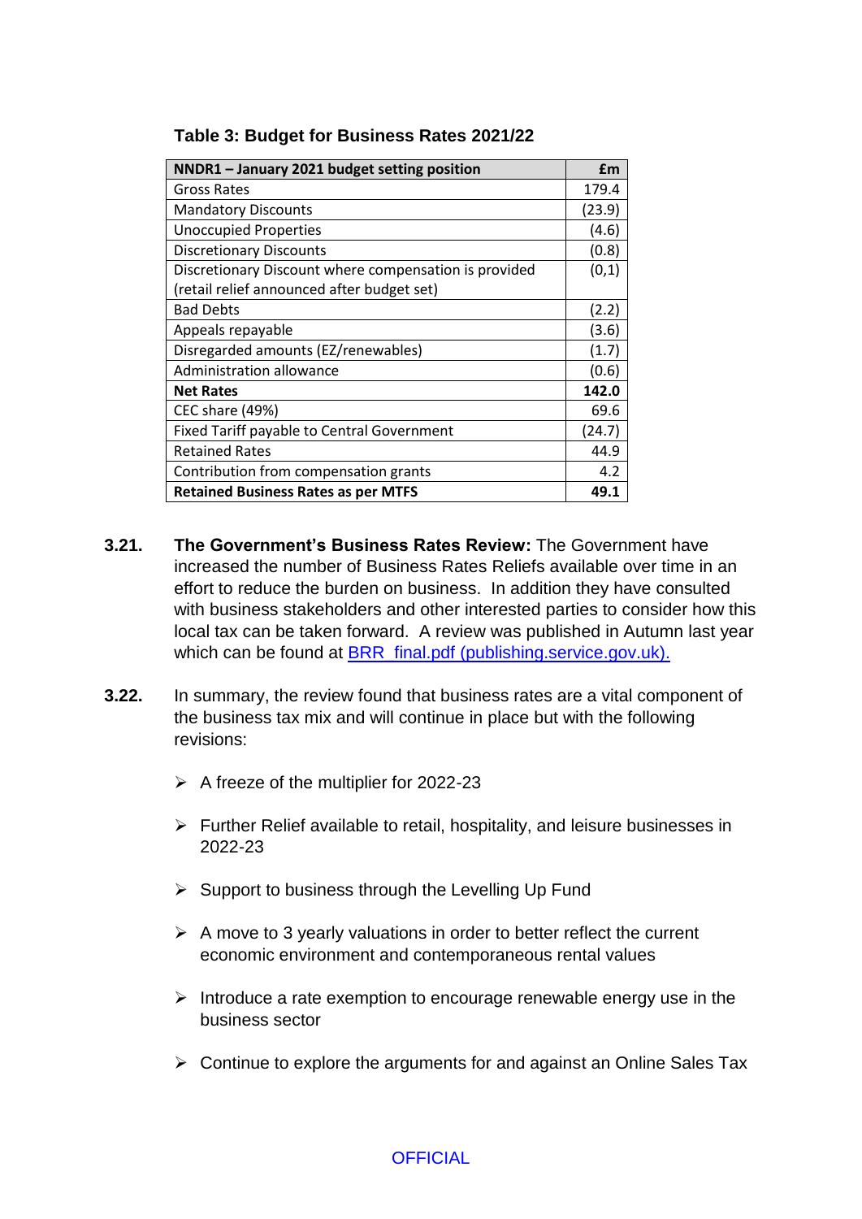**Table 3: Budget for Business Rates 2021/22**

| NNDR1 – January 2021 budget setting position | £m |
|---|---|
| Gross Rates | 179.4 |
| Mandatory Discounts | (23.9) |
| Unoccupied Properties | (4.6) |
| Discretionary Discounts | (0.8) |
| Discretionary Discount where compensation is provided (retail relief announced after budget set) | (0,1) |
| Bad Debts | (2.2) |
| Appeals repayable | (3.6) |
| Disregarded amounts (EZ/renewables) | (1.7) |
| Administration allowance | (0.6) |
| **Net Rates** | **142.0** |
| CEC share (49%) | 69.6 |
| Fixed Tariff payable to Central Government | (24.7) |
| Retained Rates | 44.9 |
| Contribution from compensation grants | 4.2 |
| **Retained Business Rates as per MTFS** | **49.1** |

**3.21.** **The Government's Business Rates Review:** The Government have increased the number of Business Rates Reliefs available over time in an effort to reduce the burden on business. In addition they have consulted with business stakeholders and other interested parties to consider how this local tax can be taken forward. A review was published in Autumn last year which can be found at BRR_final.pdf (publishing.service.gov.uk).

**3.22.** In summary, the review found that business rates are a vital component of the business tax mix and will continue in place but with the following revisions:

- A freeze of the multiplier for 2022-23
- Further Relief available to retail, hospitality, and leisure businesses in 2022-23
- Support to business through the Levelling Up Fund
- A move to 3 yearly valuations in order to better reflect the current economic environment and contemporaneous rental values
- Introduce a rate exemption to encourage renewable energy use in the business sector
- Continue to explore the arguments for and against an Online Sales Tax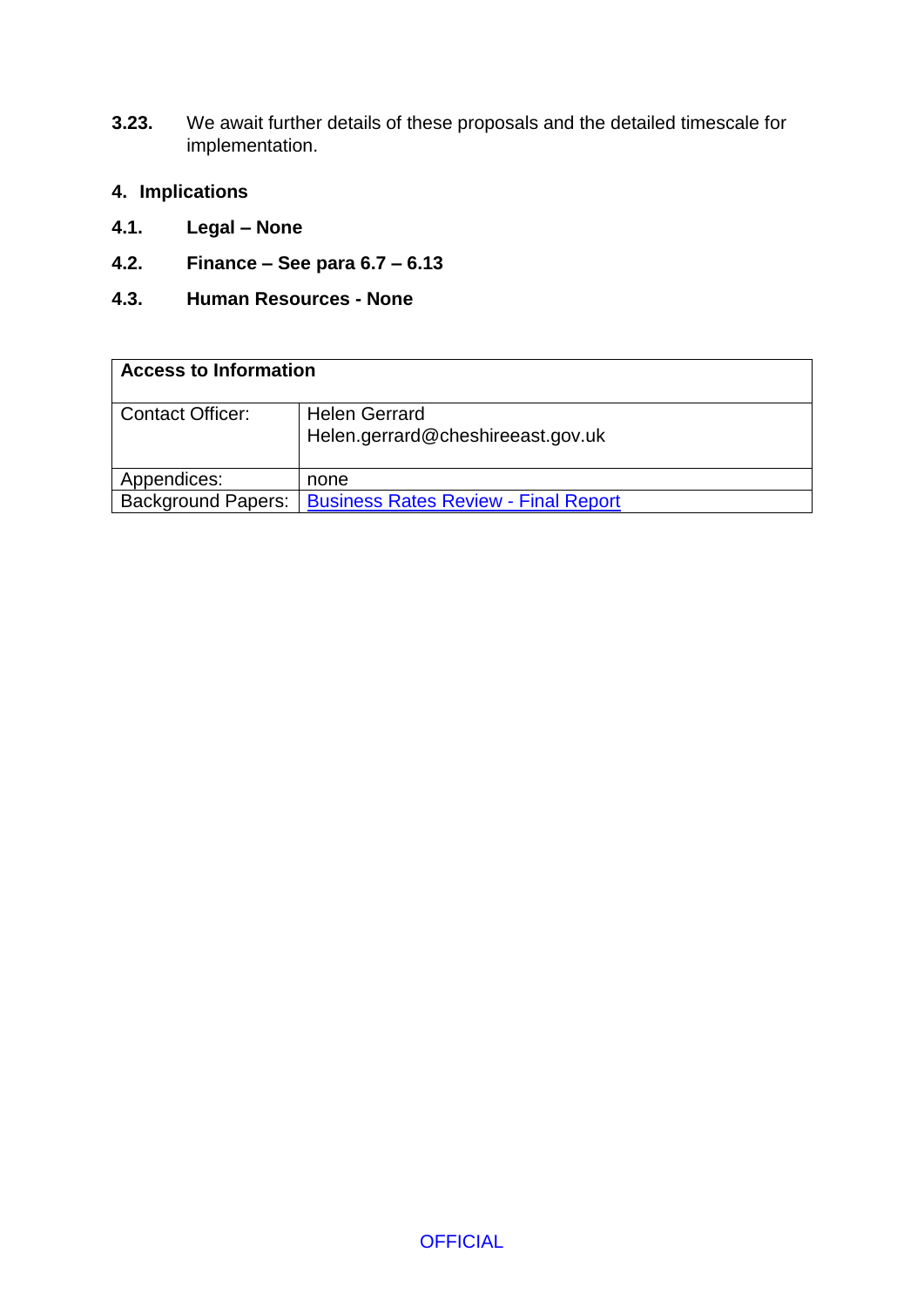**3.23.** We await further details of these proposals and the detailed timescale for implementation.

## 4. Implications

**4.1. Legal – None**

**4.2. Finance – See para 6.7 – 6.13**

**4.3. Human Resources - None**

| **Access to Information** | |
|---|---|
| Contact Officer: | Helen Gerrard<br>Helen.gerrard@cheshireeast.gov.uk |
| Appendices: | none |
| Background Papers: | Business Rates Review - Final Report |

OFFICIAL